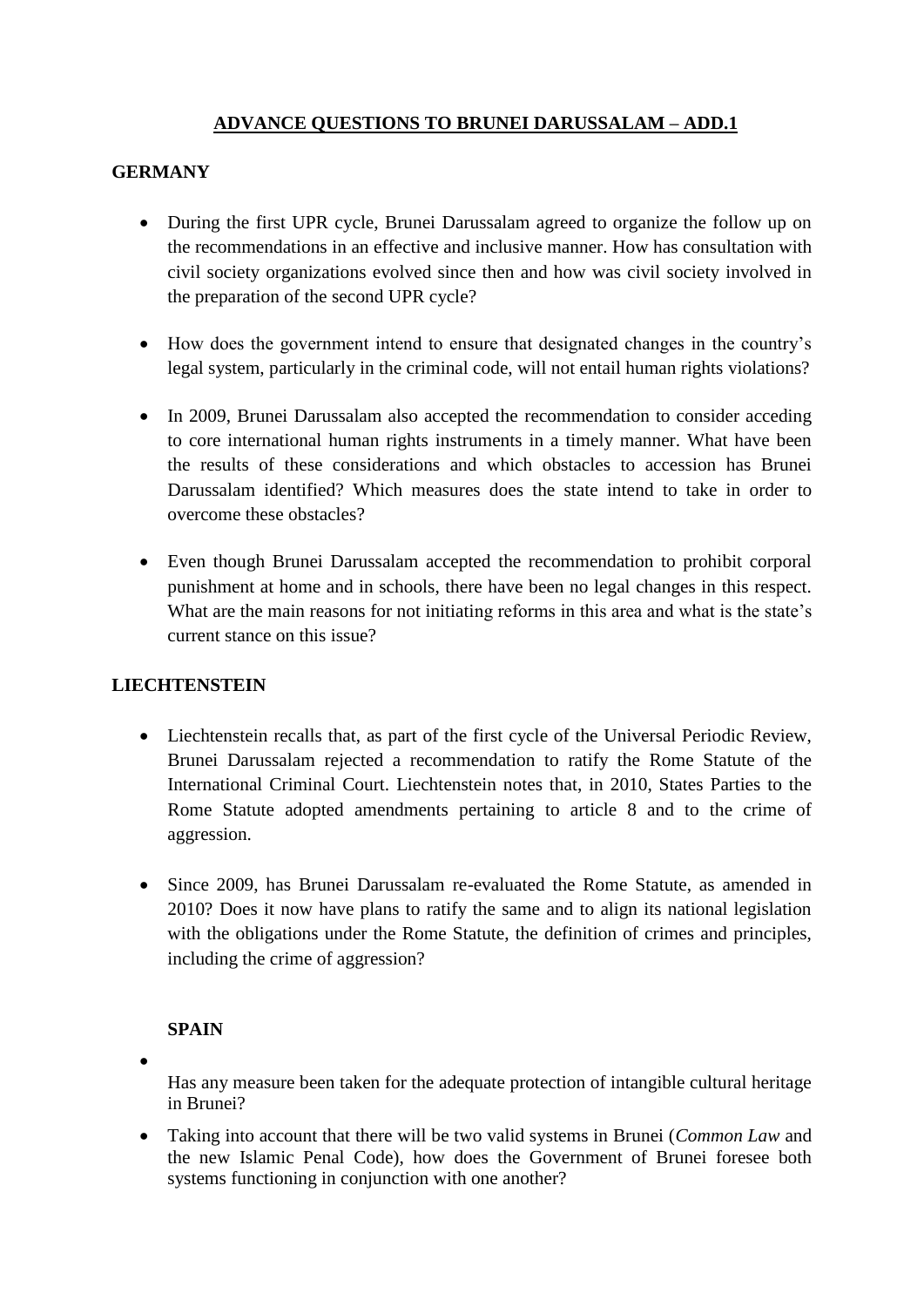# ADVANCE QUESTIONS TO BRUNEI DARUSSALAM – ADD.1

## GERMANY

- During the first UPR cycle, Brunei Darussalam agreed to organize the follow up on the recommendations in an effective and inclusive manner. How has consultation with civil society organizations evolved since then and how was civil society involved in the preparation of the second UPR cycle?

- How does the government intend to ensure that designated changes in the country's legal system, particularly in the criminal code, will not entail human rights violations?

- In 2009, Brunei Darussalam also accepted the recommendation to consider acceding to core international human rights instruments in a timely manner. What have been the results of these considerations and which obstacles to accession has Brunei Darussalam identified? Which measures does the state intend to take in order to overcome these obstacles?

- Even though Brunei Darussalam accepted the recommendation to prohibit corporal punishment at home and in schools, there have been no legal changes in this respect. What are the main reasons for not initiating reforms in this area and what is the state's current stance on this issue?

## LIECHTENSTEIN

- Liechtenstein recalls that, as part of the first cycle of the Universal Periodic Review, Brunei Darussalam rejected a recommendation to ratify the Rome Statute of the International Criminal Court. Liechtenstein notes that, in 2010, States Parties to the Rome Statute adopted amendments pertaining to article 8 and to the crime of aggression.

- Since 2009, has Brunei Darussalam re-evaluated the Rome Statute, as amended in 2010? Does it now have plans to ratify the same and to align its national legislation with the obligations under the Rome Statute, the definition of crimes and principles, including the crime of aggression?

## SPAIN

- Has any measure been taken for the adequate protection of intangible cultural heritage in Brunei?

- Taking into account that there will be two valid systems in Brunei (*Common Law* and the new Islamic Penal Code), how does the Government of Brunei foresee both systems functioning in conjunction with one another?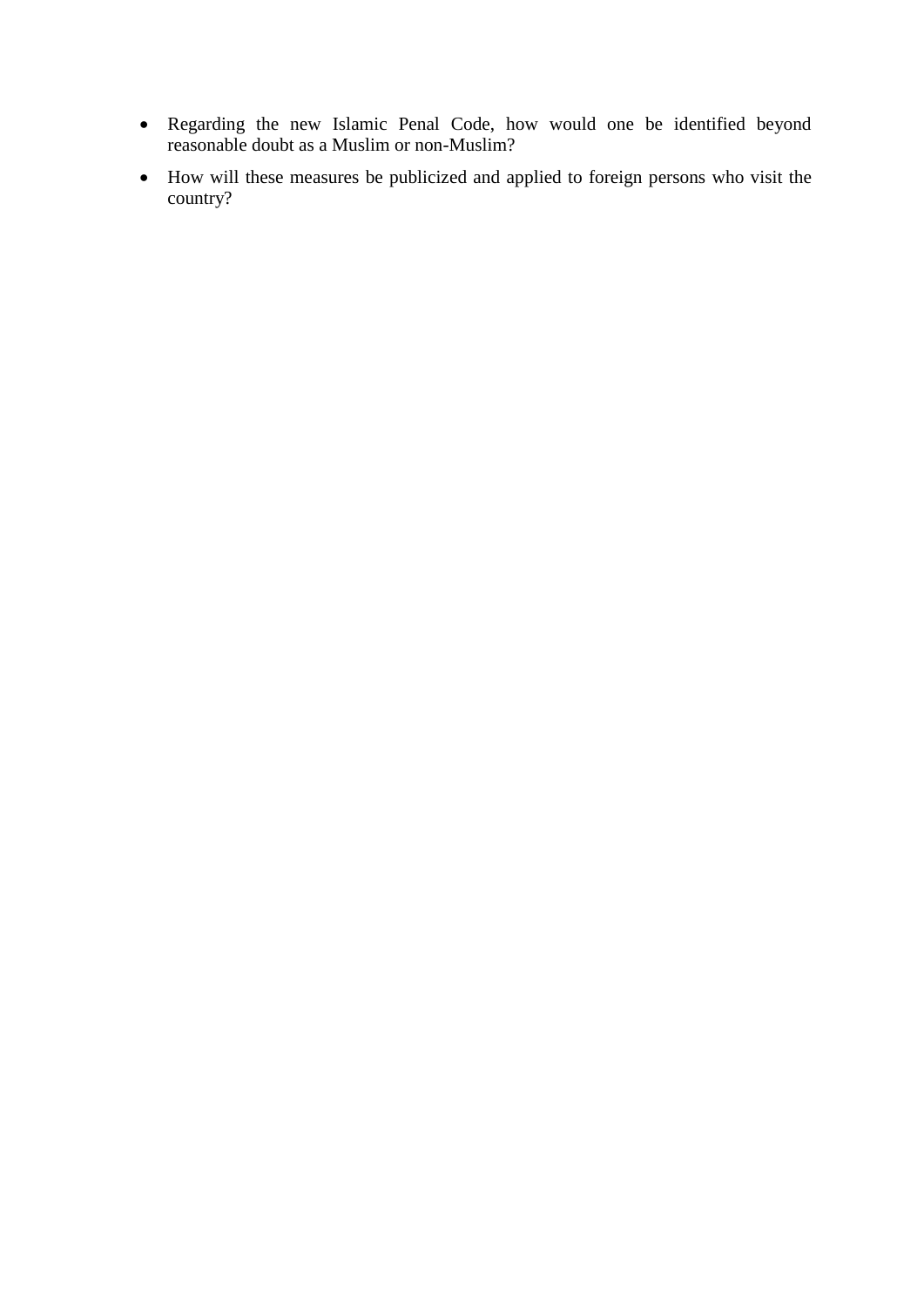- Regarding the new Islamic Penal Code, how would one be identified beyond reasonable doubt as a Muslim or non-Muslim?
- How will these measures be publicized and applied to foreign persons who visit the country?